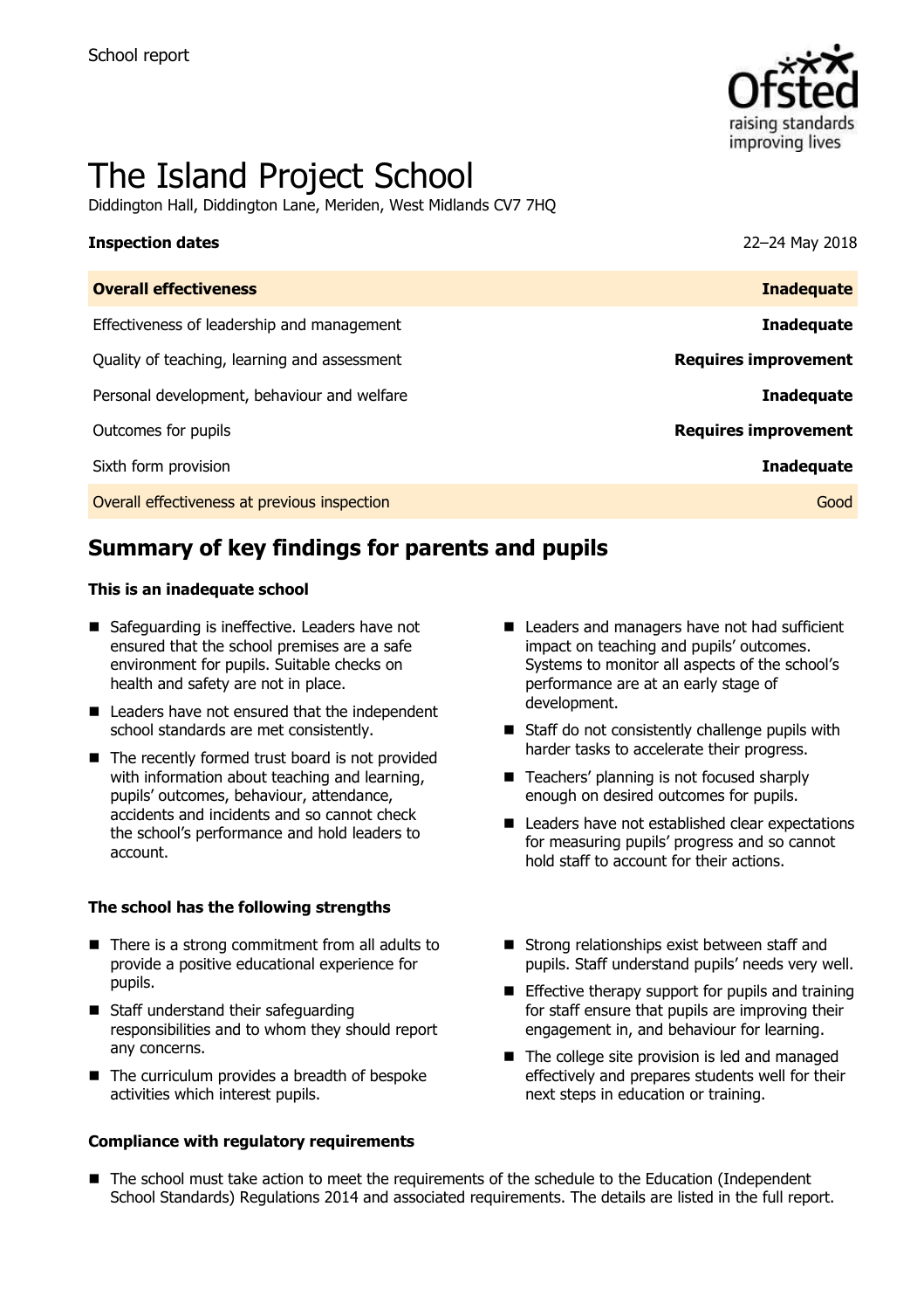School report

# The Island Project School

Diddington Hall, Diddington Lane, Meriden, West Midlands CV7 7HQ

**Inspection dates** 22–24 May 2018

| **Overall effectiveness** | **Inadequate** |
| --- | --- |
| Effectiveness of leadership and management | **Inadequate** |
| Quality of teaching, learning and assessment | **Requires improvement** |
| Personal development, behaviour and welfare | **Inadequate** |
| Outcomes for pupils | **Requires improvement** |
| Sixth form provision | **Inadequate** |
| Overall effectiveness at previous inspection | Good |

## Summary of key findings for parents and pupils

### This is an inadequate school

- Safeguarding is ineffective. Leaders have not ensured that the school premises are a safe environment for pupils. Suitable checks on health and safety are not in place.
- Leaders have not ensured that the independent school standards are met consistently.
- The recently formed trust board is not provided with information about teaching and learning, pupils' outcomes, behaviour, attendance, accidents and incidents and so cannot check the school's performance and hold leaders to account.
- Leaders and managers have not had sufficient impact on teaching and pupils' outcomes. Systems to monitor all aspects of the school's performance are at an early stage of development.
- Staff do not consistently challenge pupils with harder tasks to accelerate their progress.
- Teachers' planning is not focused sharply enough on desired outcomes for pupils.
- Leaders have not established clear expectations for measuring pupils' progress and so cannot hold staff to account for their actions.

### The school has the following strengths

- There is a strong commitment from all adults to provide a positive educational experience for pupils.
- Staff understand their safeguarding responsibilities and to whom they should report any concerns.
- The curriculum provides a breadth of bespoke activities which interest pupils.
- Strong relationships exist between staff and pupils. Staff understand pupils' needs very well.
- Effective therapy support for pupils and training for staff ensure that pupils are improving their engagement in, and behaviour for learning.
- The college site provision is led and managed effectively and prepares students well for their next steps in education or training.

### Compliance with regulatory requirements

- The school must take action to meet the requirements of the schedule to the Education (Independent School Standards) Regulations 2014 and associated requirements. The details are listed in the full report.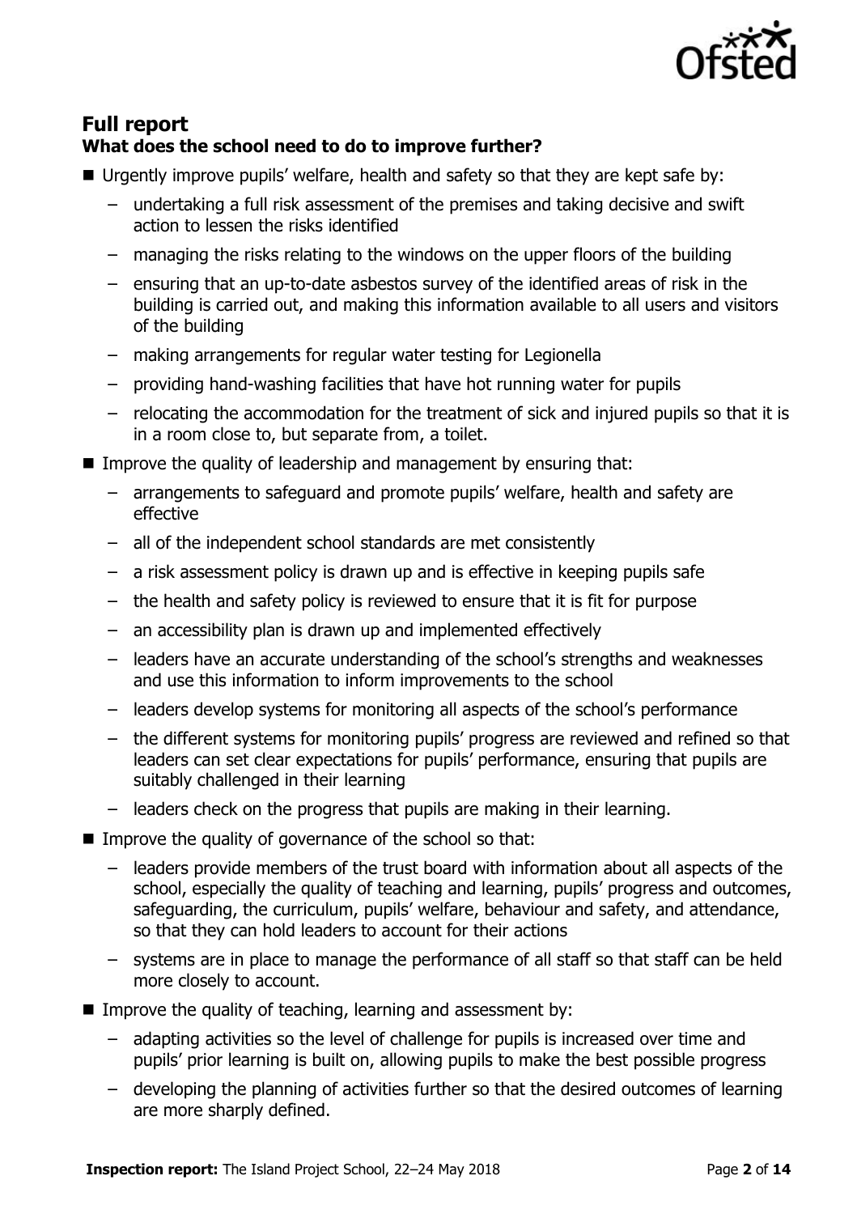## Full report

### What does the school need to do to improve further?

- Urgently improve pupils' welfare, health and safety so that they are kept safe by:
  - undertaking a full risk assessment of the premises and taking decisive and swift action to lessen the risks identified
  - managing the risks relating to the windows on the upper floors of the building
  - ensuring that an up-to-date asbestos survey of the identified areas of risk in the building is carried out, and making this information available to all users and visitors of the building
  - making arrangements for regular water testing for Legionella
  - providing hand-washing facilities that have hot running water for pupils
  - relocating the accommodation for the treatment of sick and injured pupils so that it is in a room close to, but separate from, a toilet.
- Improve the quality of leadership and management by ensuring that:
  - arrangements to safeguard and promote pupils' welfare, health and safety are effective
  - all of the independent school standards are met consistently
  - a risk assessment policy is drawn up and is effective in keeping pupils safe
  - the health and safety policy is reviewed to ensure that it is fit for purpose
  - an accessibility plan is drawn up and implemented effectively
  - leaders have an accurate understanding of the school's strengths and weaknesses and use this information to inform improvements to the school
  - leaders develop systems for monitoring all aspects of the school's performance
  - the different systems for monitoring pupils' progress are reviewed and refined so that leaders can set clear expectations for pupils' performance, ensuring that pupils are suitably challenged in their learning
  - leaders check on the progress that pupils are making in their learning.
- Improve the quality of governance of the school so that:
  - leaders provide members of the trust board with information about all aspects of the school, especially the quality of teaching and learning, pupils' progress and outcomes, safeguarding, the curriculum, pupils' welfare, behaviour and safety, and attendance, so that they can hold leaders to account for their actions
  - systems are in place to manage the performance of all staff so that staff can be held more closely to account.
- Improve the quality of teaching, learning and assessment by:
  - adapting activities so the level of challenge for pupils is increased over time and pupils' prior learning is built on, allowing pupils to make the best possible progress
  - developing the planning of activities further so that the desired outcomes of learning are more sharply defined.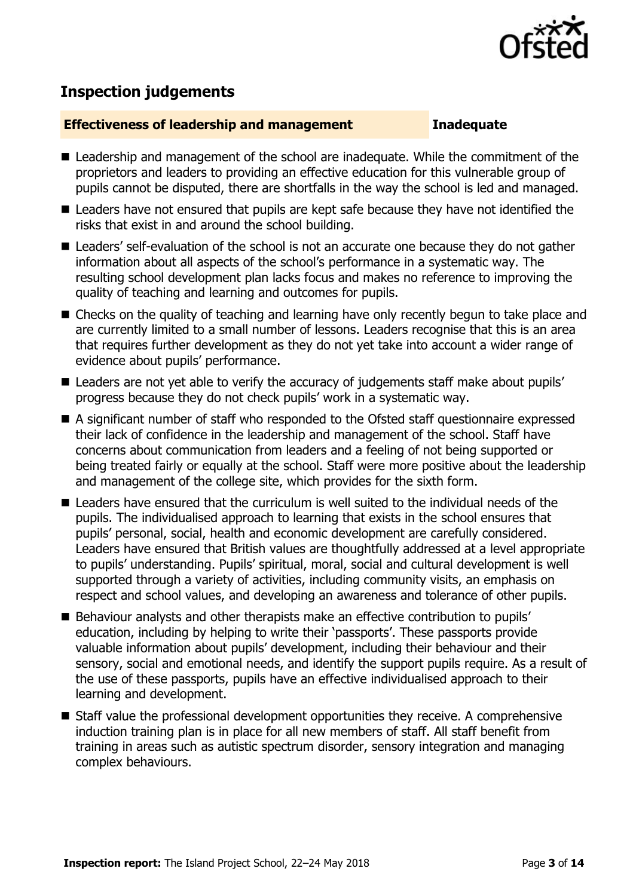## Inspection judgements

**Effectiveness of leadership and management** **Inadequate**

- Leadership and management of the school are inadequate. While the commitment of the proprietors and leaders to providing an effective education for this vulnerable group of pupils cannot be disputed, there are shortfalls in the way the school is led and managed.
- Leaders have not ensured that pupils are kept safe because they have not identified the risks that exist in and around the school building.
- Leaders' self-evaluation of the school is not an accurate one because they do not gather information about all aspects of the school's performance in a systematic way. The resulting school development plan lacks focus and makes no reference to improving the quality of teaching and learning and outcomes for pupils.
- Checks on the quality of teaching and learning have only recently begun to take place and are currently limited to a small number of lessons. Leaders recognise that this is an area that requires further development as they do not yet take into account a wider range of evidence about pupils' performance.
- Leaders are not yet able to verify the accuracy of judgements staff make about pupils' progress because they do not check pupils' work in a systematic way.
- A significant number of staff who responded to the Ofsted staff questionnaire expressed their lack of confidence in the leadership and management of the school. Staff have concerns about communication from leaders and a feeling of not being supported or being treated fairly or equally at the school. Staff were more positive about the leadership and management of the college site, which provides for the sixth form.
- Leaders have ensured that the curriculum is well suited to the individual needs of the pupils. The individualised approach to learning that exists in the school ensures that pupils' personal, social, health and economic development are carefully considered. Leaders have ensured that British values are thoughtfully addressed at a level appropriate to pupils' understanding. Pupils' spiritual, moral, social and cultural development is well supported through a variety of activities, including community visits, an emphasis on respect and school values, and developing an awareness and tolerance of other pupils.
- Behaviour analysts and other therapists make an effective contribution to pupils' education, including by helping to write their 'passports'. These passports provide valuable information about pupils' development, including their behaviour and their sensory, social and emotional needs, and identify the support pupils require. As a result of the use of these passports, pupils have an effective individualised approach to their learning and development.
- Staff value the professional development opportunities they receive. A comprehensive induction training plan is in place for all new members of staff. All staff benefit from training in areas such as autistic spectrum disorder, sensory integration and managing complex behaviours.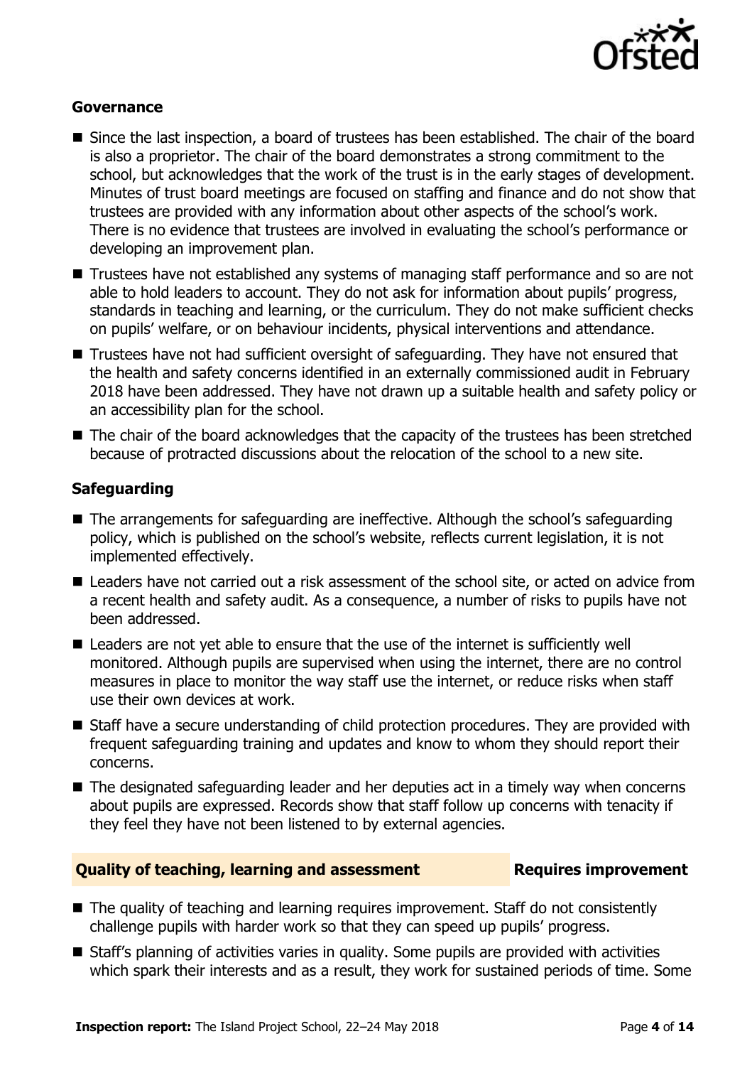### Governance

- Since the last inspection, a board of trustees has been established. The chair of the board is also a proprietor. The chair of the board demonstrates a strong commitment to the school, but acknowledges that the work of the trust is in the early stages of development. Minutes of trust board meetings are focused on staffing and finance and do not show that trustees are provided with any information about other aspects of the school's work. There is no evidence that trustees are involved in evaluating the school's performance or developing an improvement plan.
- Trustees have not established any systems of managing staff performance and so are not able to hold leaders to account. They do not ask for information about pupils' progress, standards in teaching and learning, or the curriculum. They do not make sufficient checks on pupils' welfare, or on behaviour incidents, physical interventions and attendance.
- Trustees have not had sufficient oversight of safeguarding. They have not ensured that the health and safety concerns identified in an externally commissioned audit in February 2018 have been addressed. They have not drawn up a suitable health and safety policy or an accessibility plan for the school.
- The chair of the board acknowledges that the capacity of the trustees has been stretched because of protracted discussions about the relocation of the school to a new site.

### Safeguarding

- The arrangements for safeguarding are ineffective. Although the school's safeguarding policy, which is published on the school's website, reflects current legislation, it is not implemented effectively.
- Leaders have not carried out a risk assessment of the school site, or acted on advice from a recent health and safety audit. As a consequence, a number of risks to pupils have not been addressed.
- Leaders are not yet able to ensure that the use of the internet is sufficiently well monitored. Although pupils are supervised when using the internet, there are no control measures in place to monitor the way staff use the internet, or reduce risks when staff use their own devices at work.
- Staff have a secure understanding of child protection procedures. They are provided with frequent safeguarding training and updates and know to whom they should report their concerns.
- The designated safeguarding leader and her deputies act in a timely way when concerns about pupils are expressed. Records show that staff follow up concerns with tenacity if they feel they have not been listened to by external agencies.

## Quality of teaching, learning and assessment — Requires improvement

- The quality of teaching and learning requires improvement. Staff do not consistently challenge pupils with harder work so that they can speed up pupils' progress.
- Staff's planning of activities varies in quality. Some pupils are provided with activities which spark their interests and as a result, they work for sustained periods of time. Some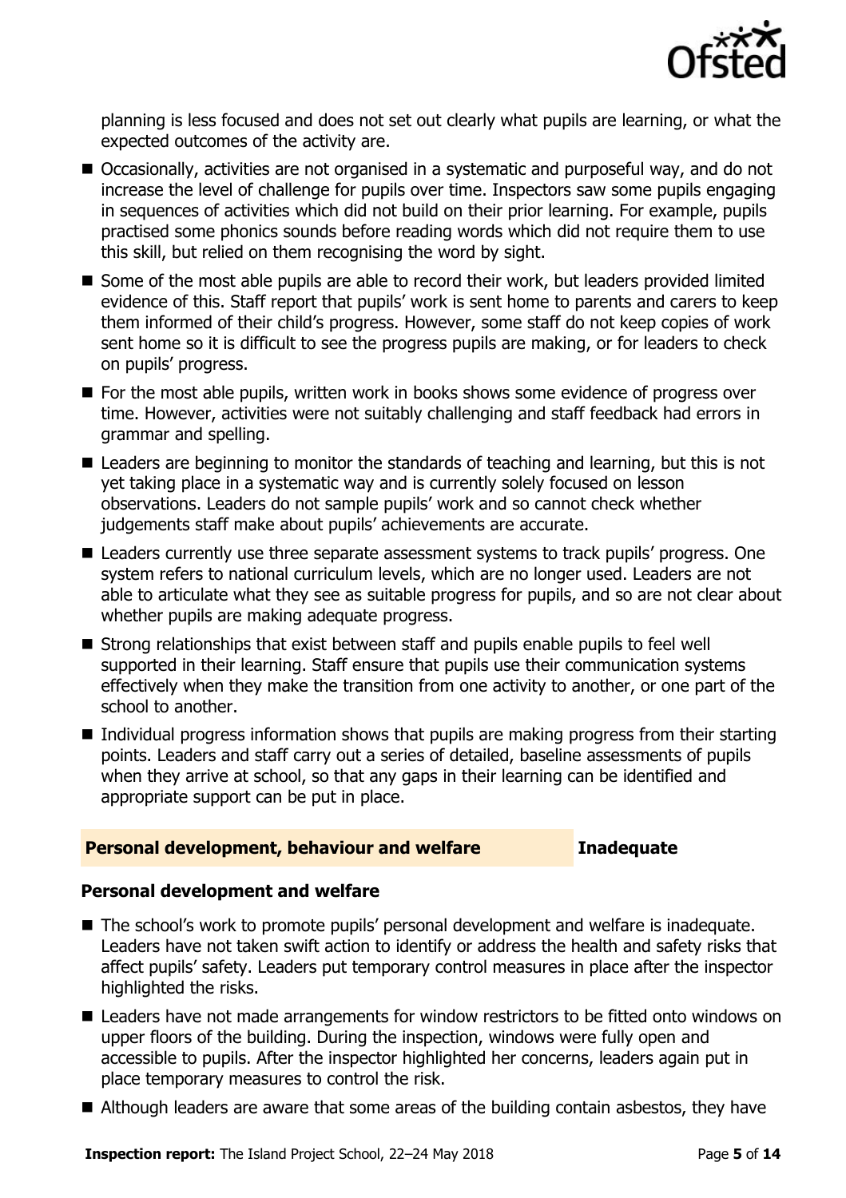planning is less focused and does not set out clearly what pupils are learning, or what the expected outcomes of the activity are.

- Occasionally, activities are not organised in a systematic and purposeful way, and do not increase the level of challenge for pupils over time. Inspectors saw some pupils engaging in sequences of activities which did not build on their prior learning. For example, pupils practised some phonics sounds before reading words which did not require them to use this skill, but relied on them recognising the word by sight.
- Some of the most able pupils are able to record their work, but leaders provided limited evidence of this. Staff report that pupils' work is sent home to parents and carers to keep them informed of their child's progress. However, some staff do not keep copies of work sent home so it is difficult to see the progress pupils are making, or for leaders to check on pupils' progress.
- For the most able pupils, written work in books shows some evidence of progress over time. However, activities were not suitably challenging and staff feedback had errors in grammar and spelling.
- Leaders are beginning to monitor the standards of teaching and learning, but this is not yet taking place in a systematic way and is currently solely focused on lesson observations. Leaders do not sample pupils' work and so cannot check whether judgements staff make about pupils' achievements are accurate.
- Leaders currently use three separate assessment systems to track pupils' progress. One system refers to national curriculum levels, which are no longer used. Leaders are not able to articulate what they see as suitable progress for pupils, and so are not clear about whether pupils are making adequate progress.
- Strong relationships that exist between staff and pupils enable pupils to feel well supported in their learning. Staff ensure that pupils use their communication systems effectively when they make the transition from one activity to another, or one part of the school to another.
- Individual progress information shows that pupils are making progress from their starting points. Leaders and staff carry out a series of detailed, baseline assessments of pupils when they arrive at school, so that any gaps in their learning can be identified and appropriate support can be put in place.

## Personal development, behaviour and welfare — Inadequate

### Personal development and welfare

- The school's work to promote pupils' personal development and welfare is inadequate. Leaders have not taken swift action to identify or address the health and safety risks that affect pupils' safety. Leaders put temporary control measures in place after the inspector highlighted the risks.
- Leaders have not made arrangements for window restrictors to be fitted onto windows on upper floors of the building. During the inspection, windows were fully open and accessible to pupils. After the inspector highlighted her concerns, leaders again put in place temporary measures to control the risk.
- Although leaders are aware that some areas of the building contain asbestos, they have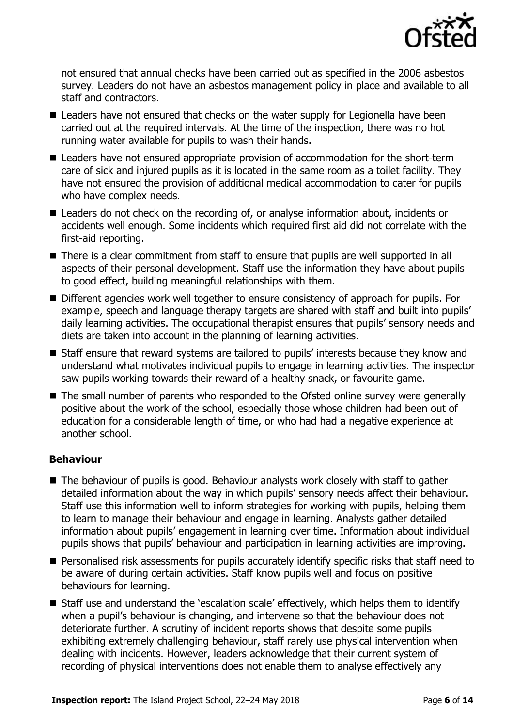not ensured that annual checks have been carried out as specified in the 2006 asbestos survey. Leaders do not have an asbestos management policy in place and available to all staff and contractors.

- Leaders have not ensured that checks on the water supply for Legionella have been carried out at the required intervals. At the time of the inspection, there was no hot running water available for pupils to wash their hands.
- Leaders have not ensured appropriate provision of accommodation for the short-term care of sick and injured pupils as it is located in the same room as a toilet facility. They have not ensured the provision of additional medical accommodation to cater for pupils who have complex needs.
- Leaders do not check on the recording of, or analyse information about, incidents or accidents well enough. Some incidents which required first aid did not correlate with the first-aid reporting.
- There is a clear commitment from staff to ensure that pupils are well supported in all aspects of their personal development. Staff use the information they have about pupils to good effect, building meaningful relationships with them.
- Different agencies work well together to ensure consistency of approach for pupils. For example, speech and language therapy targets are shared with staff and built into pupils' daily learning activities. The occupational therapist ensures that pupils' sensory needs and diets are taken into account in the planning of learning activities.
- Staff ensure that reward systems are tailored to pupils' interests because they know and understand what motivates individual pupils to engage in learning activities. The inspector saw pupils working towards their reward of a healthy snack, or favourite game.
- The small number of parents who responded to the Ofsted online survey were generally positive about the work of the school, especially those whose children had been out of education for a considerable length of time, or who had had a negative experience at another school.

### Behaviour

- The behaviour of pupils is good. Behaviour analysts work closely with staff to gather detailed information about the way in which pupils' sensory needs affect their behaviour. Staff use this information well to inform strategies for working with pupils, helping them to learn to manage their behaviour and engage in learning. Analysts gather detailed information about pupils' engagement in learning over time. Information about individual pupils shows that pupils' behaviour and participation in learning activities are improving.
- Personalised risk assessments for pupils accurately identify specific risks that staff need to be aware of during certain activities. Staff know pupils well and focus on positive behaviours for learning.
- Staff use and understand the 'escalation scale' effectively, which helps them to identify when a pupil's behaviour is changing, and intervene so that the behaviour does not deteriorate further. A scrutiny of incident reports shows that despite some pupils exhibiting extremely challenging behaviour, staff rarely use physical intervention when dealing with incidents. However, leaders acknowledge that their current system of recording of physical interventions does not enable them to analyse effectively any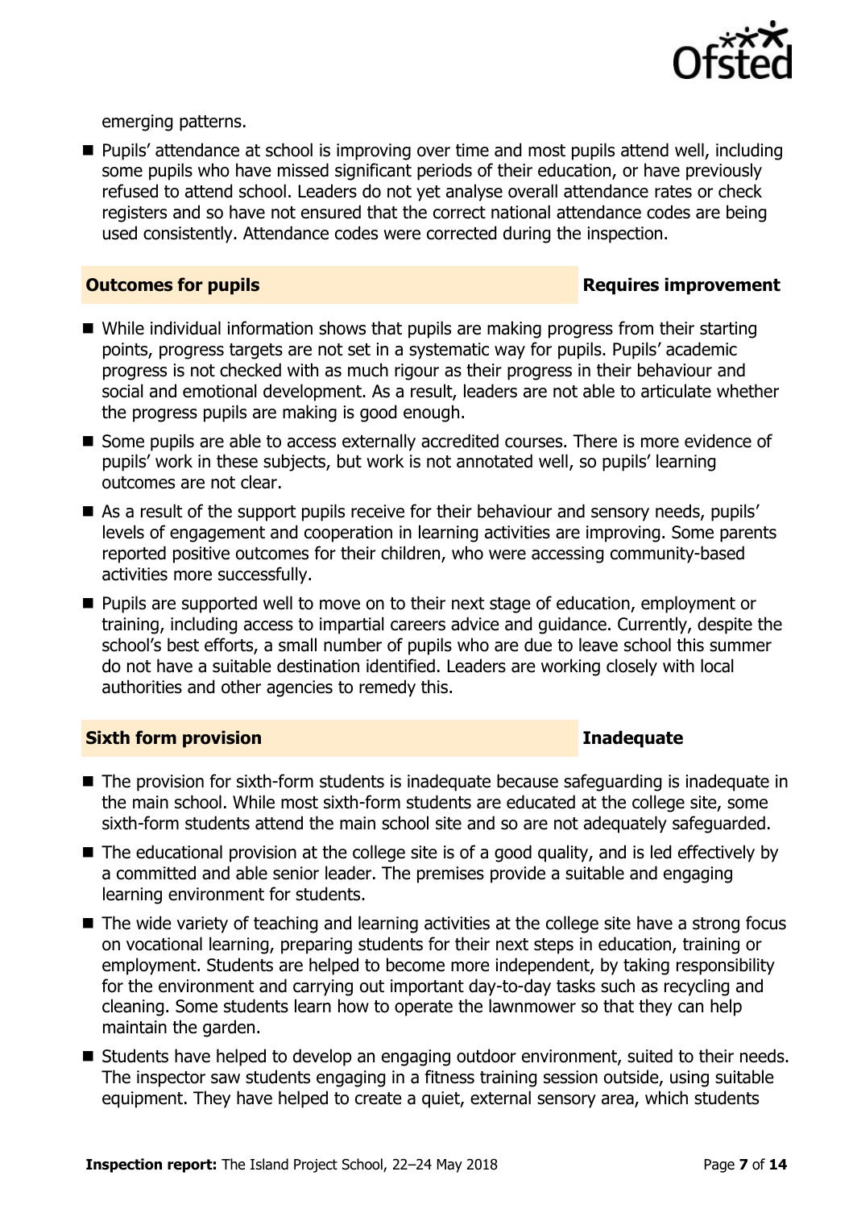emerging patterns.

- Pupils' attendance at school is improving over time and most pupils attend well, including some pupils who have missed significant periods of their education, or have previously refused to attend school. Leaders do not yet analyse overall attendance rates or check registers and so have not ensured that the correct national attendance codes are being used consistently. Attendance codes were corrected during the inspection.

| **Outcomes for pupils** | **Requires improvement** |
|---|---|

- While individual information shows that pupils are making progress from their starting points, progress targets are not set in a systematic way for pupils. Pupils' academic progress is not checked with as much rigour as their progress in their behaviour and social and emotional development. As a result, leaders are not able to articulate whether the progress pupils are making is good enough.
- Some pupils are able to access externally accredited courses. There is more evidence of pupils' work in these subjects, but work is not annotated well, so pupils' learning outcomes are not clear.
- As a result of the support pupils receive for their behaviour and sensory needs, pupils' levels of engagement and cooperation in learning activities are improving. Some parents reported positive outcomes for their children, who were accessing community-based activities more successfully.
- Pupils are supported well to move on to their next stage of education, employment or training, including access to impartial careers advice and guidance. Currently, despite the school's best efforts, a small number of pupils who are due to leave school this summer do not have a suitable destination identified. Leaders are working closely with local authorities and other agencies to remedy this.

| **Sixth form provision** | **Inadequate** |
|---|---|

- The provision for sixth-form students is inadequate because safeguarding is inadequate in the main school. While most sixth-form students are educated at the college site, some sixth-form students attend the main school site and so are not adequately safeguarded.
- The educational provision at the college site is of a good quality, and is led effectively by a committed and able senior leader. The premises provide a suitable and engaging learning environment for students.
- The wide variety of teaching and learning activities at the college site have a strong focus on vocational learning, preparing students for their next steps in education, training or employment. Students are helped to become more independent, by taking responsibility for the environment and carrying out important day-to-day tasks such as recycling and cleaning. Some students learn how to operate the lawnmower so that they can help maintain the garden.
- Students have helped to develop an engaging outdoor environment, suited to their needs. The inspector saw students engaging in a fitness training session outside, using suitable equipment. They have helped to create a quiet, external sensory area, which students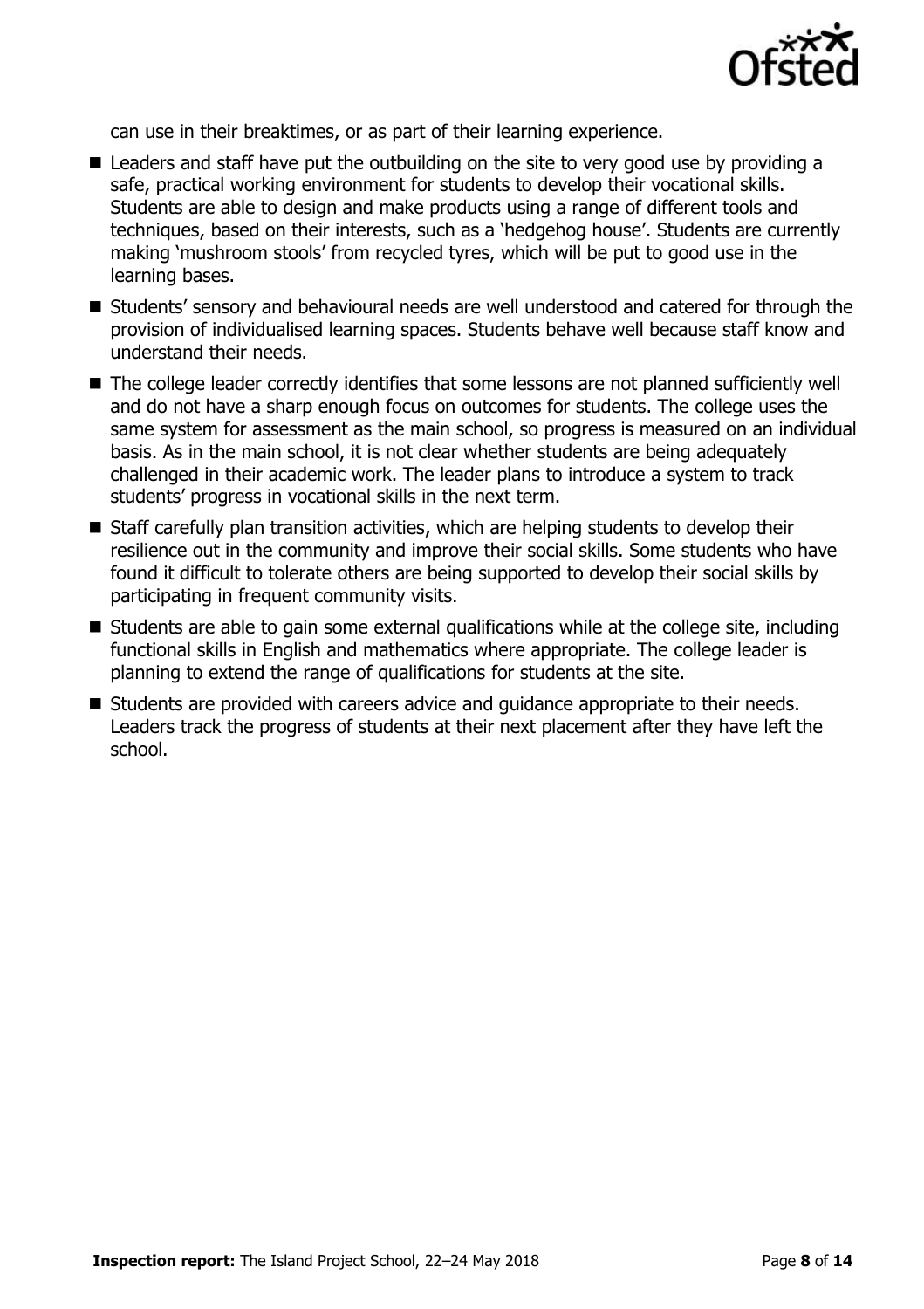can use in their breaktimes, or as part of their learning experience.

- Leaders and staff have put the outbuilding on the site to very good use by providing a safe, practical working environment for students to develop their vocational skills. Students are able to design and make products using a range of different tools and techniques, based on their interests, such as a 'hedgehog house'. Students are currently making 'mushroom stools' from recycled tyres, which will be put to good use in the learning bases.
- Students' sensory and behavioural needs are well understood and catered for through the provision of individualised learning spaces. Students behave well because staff know and understand their needs.
- The college leader correctly identifies that some lessons are not planned sufficiently well and do not have a sharp enough focus on outcomes for students. The college uses the same system for assessment as the main school, so progress is measured on an individual basis. As in the main school, it is not clear whether students are being adequately challenged in their academic work. The leader plans to introduce a system to track students' progress in vocational skills in the next term.
- Staff carefully plan transition activities, which are helping students to develop their resilience out in the community and improve their social skills. Some students who have found it difficult to tolerate others are being supported to develop their social skills by participating in frequent community visits.
- Students are able to gain some external qualifications while at the college site, including functional skills in English and mathematics where appropriate. The college leader is planning to extend the range of qualifications for students at the site.
- Students are provided with careers advice and guidance appropriate to their needs. Leaders track the progress of students at their next placement after they have left the school.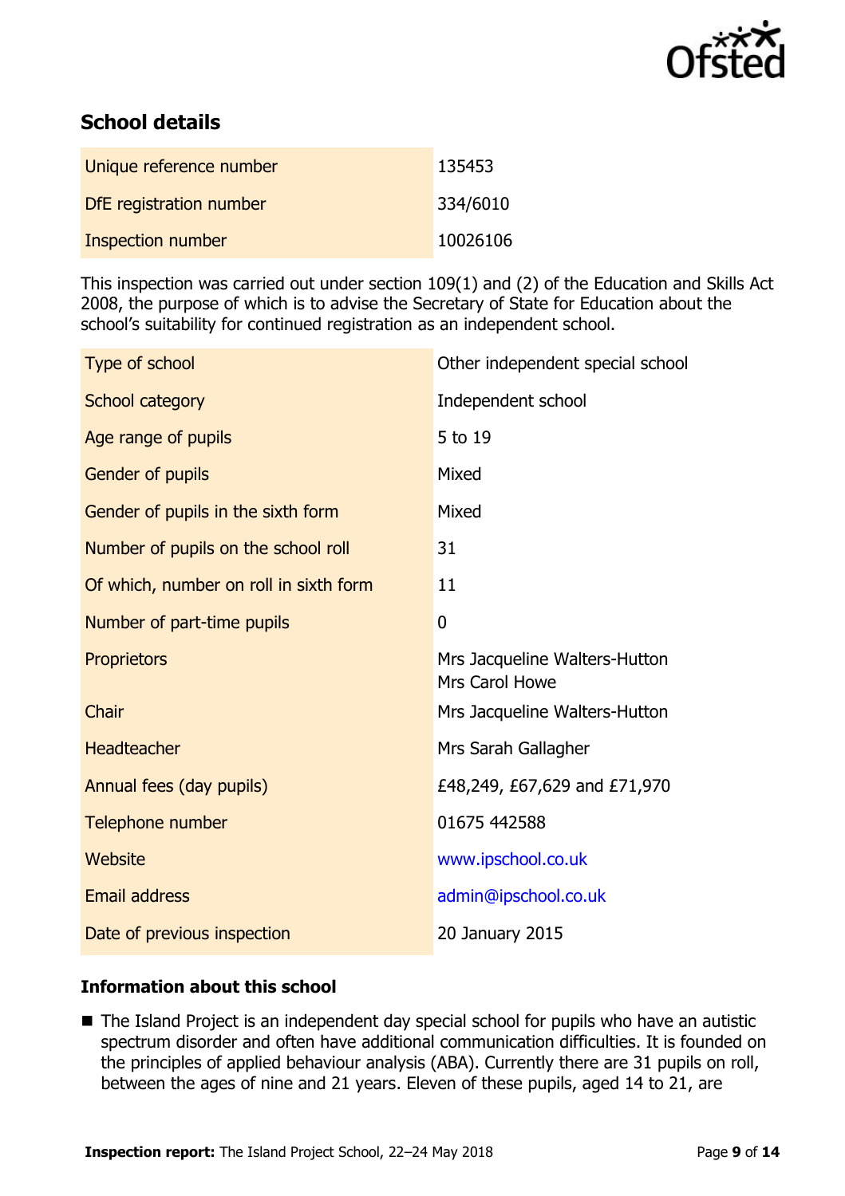## School details

| | |
|---|---|
| Unique reference number | 135453 |
| DfE registration number | 334/6010 |
| Inspection number | 10026106 |

This inspection was carried out under section 109(1) and (2) of the Education and Skills Act 2008, the purpose of which is to advise the Secretary of State for Education about the school's suitability for continued registration as an independent school.

| | |
|---|---|
| Type of school | Other independent special school |
| School category | Independent school |
| Age range of pupils | 5 to 19 |
| Gender of pupils | Mixed |
| Gender of pupils in the sixth form | Mixed |
| Number of pupils on the school roll | 31 |
| Of which, number on roll in sixth form | 11 |
| Number of part-time pupils | 0 |
| Proprietors | Mrs Jacqueline Walters-Hutton<br>Mrs Carol Howe |
| Chair | Mrs Jacqueline Walters-Hutton |
| Headteacher | Mrs Sarah Gallagher |
| Annual fees (day pupils) | £48,249, £67,629 and £71,970 |
| Telephone number | 01675 442588 |
| Website | www.ipschool.co.uk |
| Email address | admin@ipschool.co.uk |
| Date of previous inspection | 20 January 2015 |

### Information about this school

- The Island Project is an independent day special school for pupils who have an autistic spectrum disorder and often have additional communication difficulties. It is founded on the principles of applied behaviour analysis (ABA). Currently there are 31 pupils on roll, between the ages of nine and 21 years. Eleven of these pupils, aged 14 to 21, are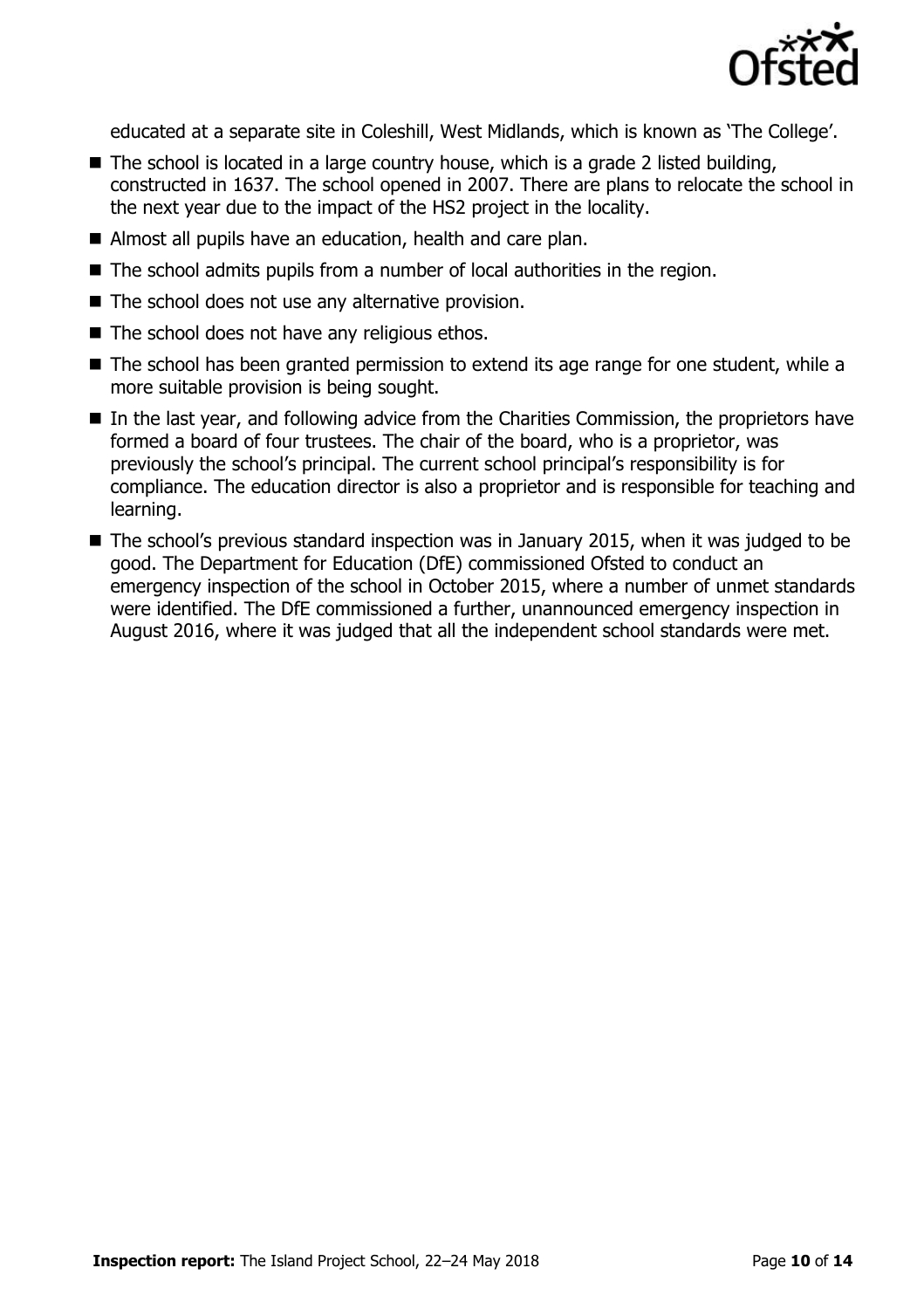educated at a separate site in Coleshill, West Midlands, which is known as 'The College'.

- The school is located in a large country house, which is a grade 2 listed building, constructed in 1637. The school opened in 2007. There are plans to relocate the school in the next year due to the impact of the HS2 project in the locality.
- Almost all pupils have an education, health and care plan.
- The school admits pupils from a number of local authorities in the region.
- The school does not use any alternative provision.
- The school does not have any religious ethos.
- The school has been granted permission to extend its age range for one student, while a more suitable provision is being sought.
- In the last year, and following advice from the Charities Commission, the proprietors have formed a board of four trustees. The chair of the board, who is a proprietor, was previously the school's principal. The current school principal's responsibility is for compliance. The education director is also a proprietor and is responsible for teaching and learning.
- The school's previous standard inspection was in January 2015, when it was judged to be good. The Department for Education (DfE) commissioned Ofsted to conduct an emergency inspection of the school in October 2015, where a number of unmet standards were identified. The DfE commissioned a further, unannounced emergency inspection in August 2016, where it was judged that all the independent school standards were met.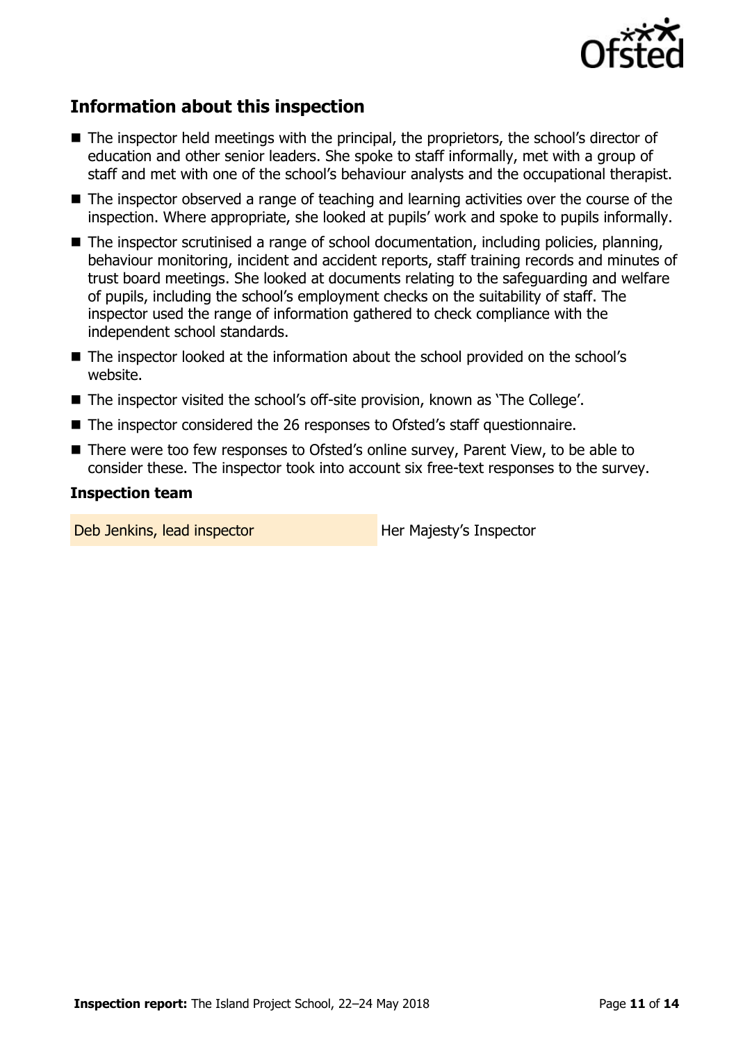## Information about this inspection

- The inspector held meetings with the principal, the proprietors, the school's director of education and other senior leaders. She spoke to staff informally, met with a group of staff and met with one of the school's behaviour analysts and the occupational therapist.
- The inspector observed a range of teaching and learning activities over the course of the inspection. Where appropriate, she looked at pupils' work and spoke to pupils informally.
- The inspector scrutinised a range of school documentation, including policies, planning, behaviour monitoring, incident and accident reports, staff training records and minutes of trust board meetings. She looked at documents relating to the safeguarding and welfare of pupils, including the school's employment checks on the suitability of staff. The inspector used the range of information gathered to check compliance with the independent school standards.
- The inspector looked at the information about the school provided on the school's website.
- The inspector visited the school's off-site provision, known as 'The College'.
- The inspector considered the 26 responses to Ofsted's staff questionnaire.
- There were too few responses to Ofsted's online survey, Parent View, to be able to consider these. The inspector took into account six free-text responses to the survey.

### Inspection team

| | |
|---|---|
| Deb Jenkins, lead inspector | Her Majesty's Inspector |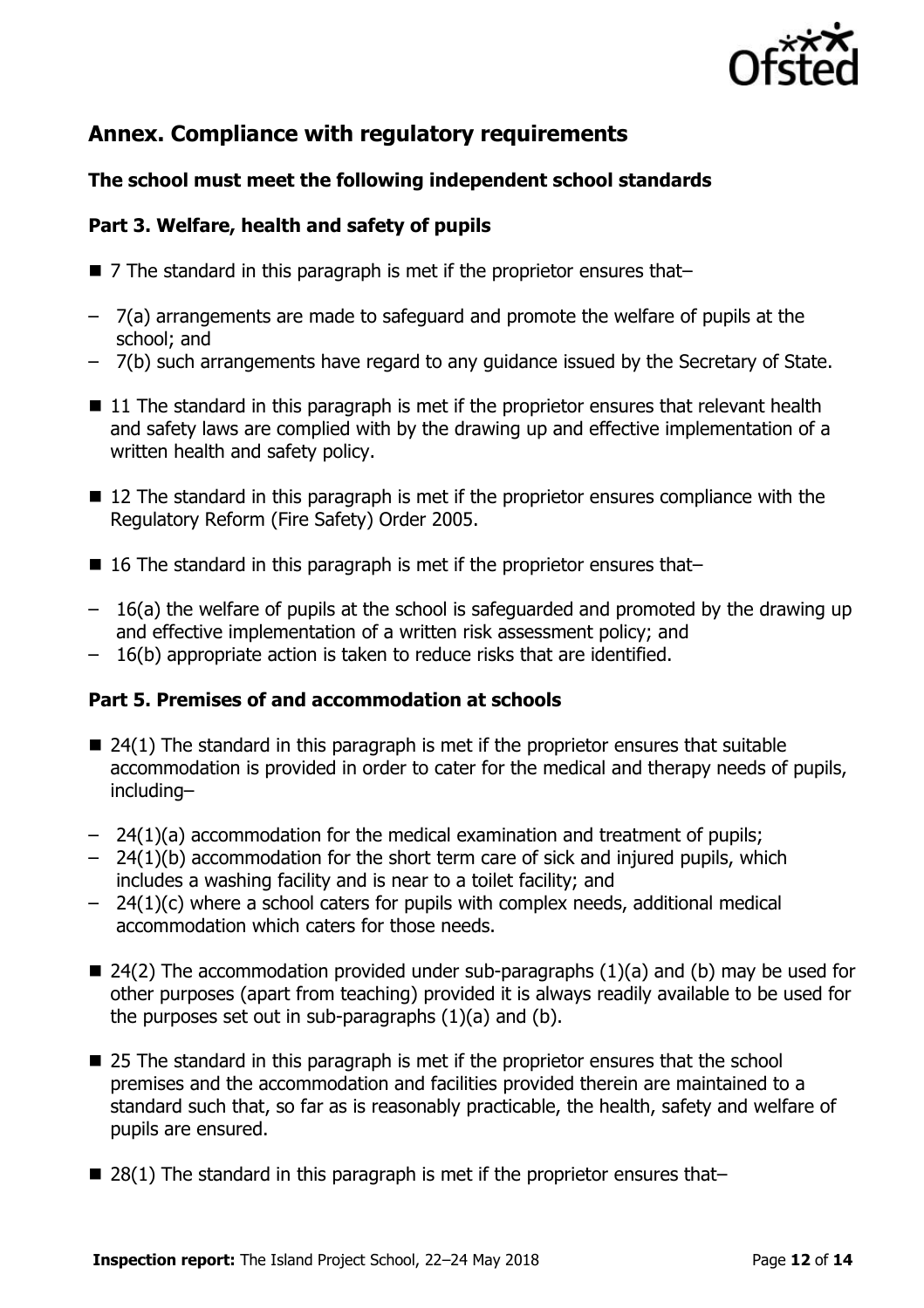## Annex. Compliance with regulatory requirements

### The school must meet the following independent school standards

### Part 3. Welfare, health and safety of pupils

- 7 The standard in this paragraph is met if the proprietor ensures that–
  - 7(a) arrangements are made to safeguard and promote the welfare of pupils at the school; and
  - 7(b) such arrangements have regard to any guidance issued by the Secretary of State.
- 11 The standard in this paragraph is met if the proprietor ensures that relevant health and safety laws are complied with by the drawing up and effective implementation of a written health and safety policy.
- 12 The standard in this paragraph is met if the proprietor ensures compliance with the Regulatory Reform (Fire Safety) Order 2005.
- 16 The standard in this paragraph is met if the proprietor ensures that–
  - 16(a) the welfare of pupils at the school is safeguarded and promoted by the drawing up and effective implementation of a written risk assessment policy; and
  - 16(b) appropriate action is taken to reduce risks that are identified.

### Part 5. Premises of and accommodation at schools

- 24(1) The standard in this paragraph is met if the proprietor ensures that suitable accommodation is provided in order to cater for the medical and therapy needs of pupils, including–
  - 24(1)(a) accommodation for the medical examination and treatment of pupils;
  - 24(1)(b) accommodation for the short term care of sick and injured pupils, which includes a washing facility and is near to a toilet facility; and
  - 24(1)(c) where a school caters for pupils with complex needs, additional medical accommodation which caters for those needs.
- 24(2) The accommodation provided under sub-paragraphs (1)(a) and (b) may be used for other purposes (apart from teaching) provided it is always readily available to be used for the purposes set out in sub-paragraphs (1)(a) and (b).
- 25 The standard in this paragraph is met if the proprietor ensures that the school premises and the accommodation and facilities provided therein are maintained to a standard such that, so far as is reasonably practicable, the health, safety and welfare of pupils are ensured.
- 28(1) The standard in this paragraph is met if the proprietor ensures that–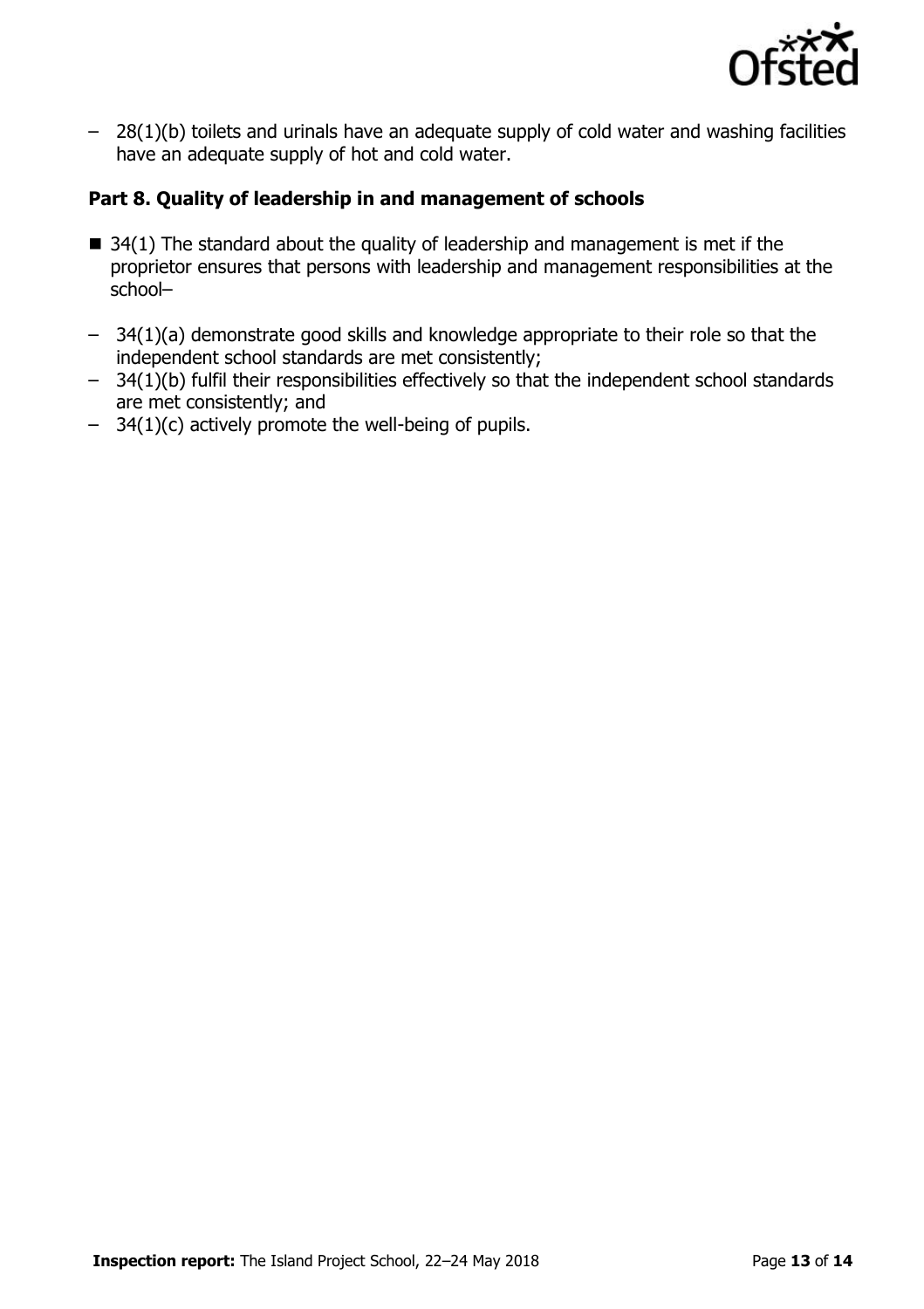– 28(1)(b) toilets and urinals have an adequate supply of cold water and washing facilities have an adequate supply of hot and cold water.

### Part 8. Quality of leadership in and management of schools

- 34(1) The standard about the quality of leadership and management is met if the proprietor ensures that persons with leadership and management responsibilities at the school–

– 34(1)(a) demonstrate good skills and knowledge appropriate to their role so that the independent school standards are met consistently;

– 34(1)(b) fulfil their responsibilities effectively so that the independent school standards are met consistently; and

– 34(1)(c) actively promote the well-being of pupils.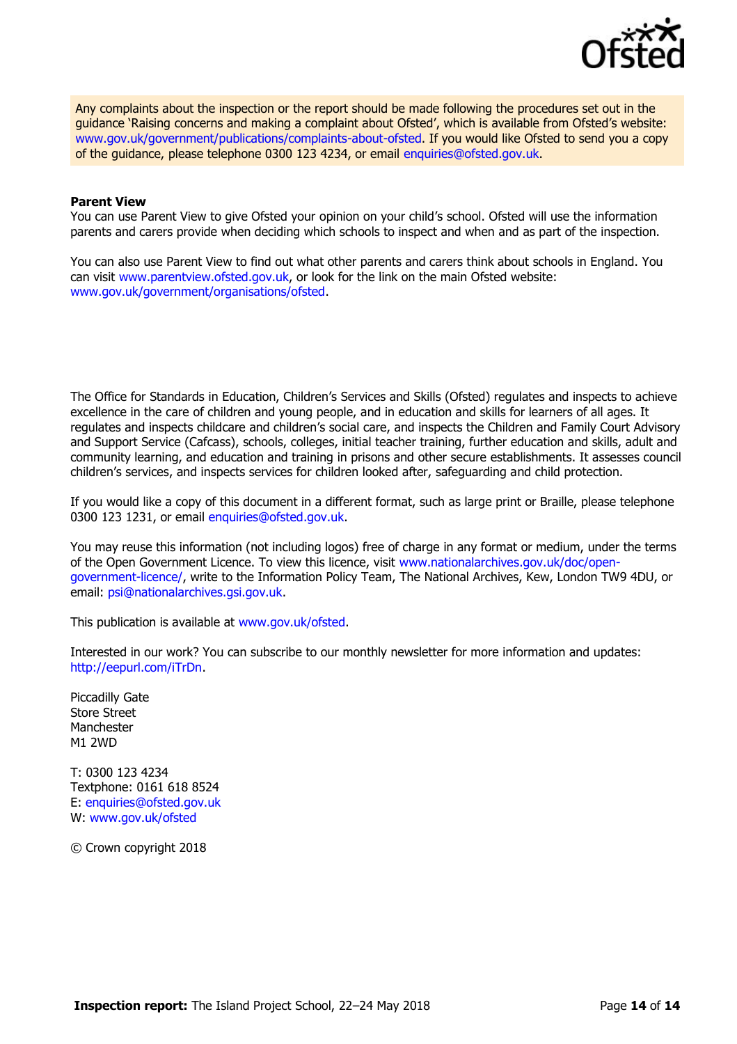Any complaints about the inspection or the report should be made following the procedures set out in the guidance 'Raising concerns and making a complaint about Ofsted', which is available from Ofsted's website: www.gov.uk/government/publications/complaints-about-ofsted. If you would like Ofsted to send you a copy of the guidance, please telephone 0300 123 4234, or email enquiries@ofsted.gov.uk.

**Parent View**
You can use Parent View to give Ofsted your opinion on your child's school. Ofsted will use the information parents and carers provide when deciding which schools to inspect and when and as part of the inspection.

You can also use Parent View to find out what other parents and carers think about schools in England. You can visit www.parentview.ofsted.gov.uk, or look for the link on the main Ofsted website: www.gov.uk/government/organisations/ofsted.

The Office for Standards in Education, Children's Services and Skills (Ofsted) regulates and inspects to achieve excellence in the care of children and young people, and in education and skills for learners of all ages. It regulates and inspects childcare and children's social care, and inspects the Children and Family Court Advisory and Support Service (Cafcass), schools, colleges, initial teacher training, further education and skills, adult and community learning, and education and training in prisons and other secure establishments. It assesses council children's services, and inspects services for children looked after, safeguarding and child protection.

If you would like a copy of this document in a different format, such as large print or Braille, please telephone 0300 123 1231, or email enquiries@ofsted.gov.uk.

You may reuse this information (not including logos) free of charge in any format or medium, under the terms of the Open Government Licence. To view this licence, visit www.nationalarchives.gov.uk/doc/open-government-licence/, write to the Information Policy Team, The National Archives, Kew, London TW9 4DU, or email: psi@nationalarchives.gsi.gov.uk.

This publication is available at www.gov.uk/ofsted.

Interested in our work? You can subscribe to our monthly newsletter for more information and updates: http://eepurl.com/iTrDn.

Piccadilly Gate
Store Street
Manchester
M1 2WD

T: 0300 123 4234
Textphone: 0161 618 8524
E: enquiries@ofsted.gov.uk
W: www.gov.uk/ofsted

© Crown copyright 2018